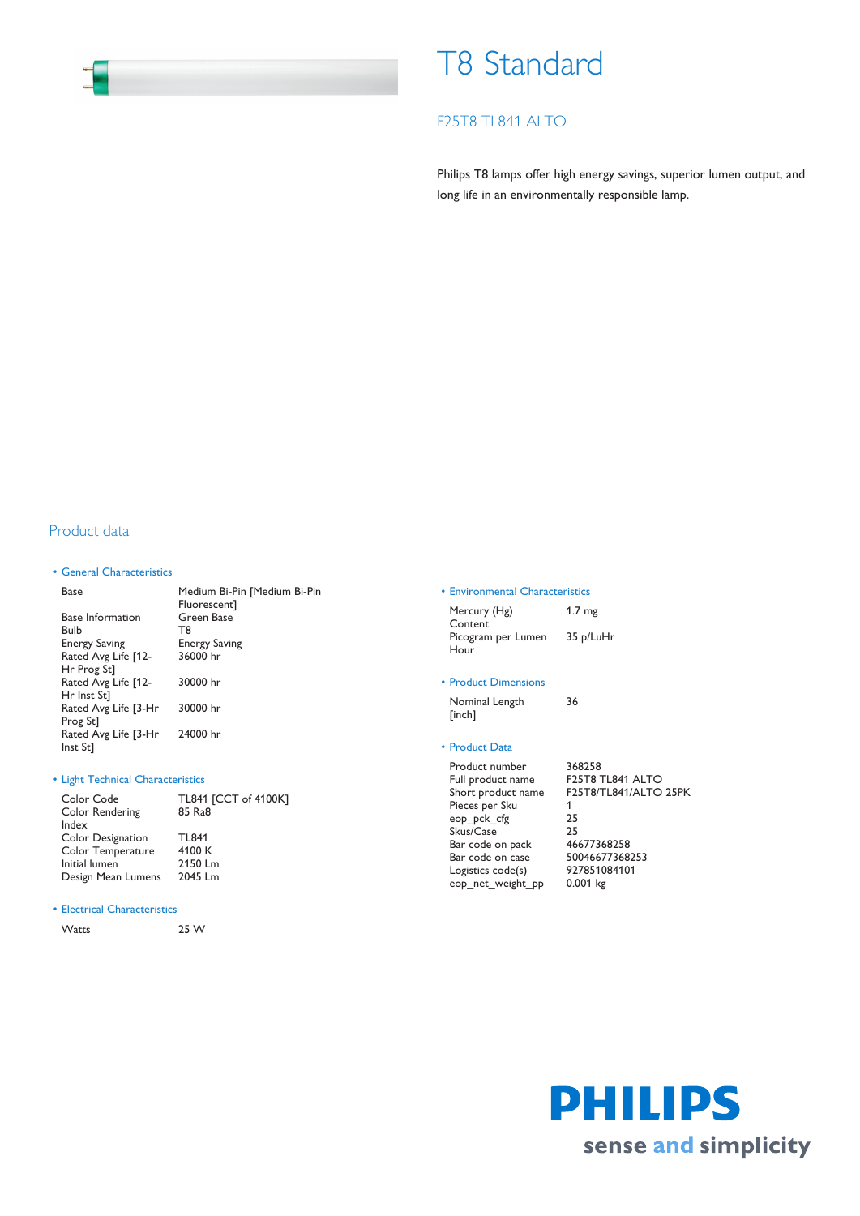# T8 Standard

## F25T8 TL841 ALTO

Philips T8 lamps offer high energy savings, superior lumen output, and long life in an environmentally responsible lamp.

## Product data

### • General Characteristics

| | |
|---|---|
| Base | Medium Bi-Pin [Medium Bi-Pin Fluorescent] |
| Base Information | Green Base |
| Bulb | T8 |
| Energy Saving | Energy Saving |
| Rated Avg Life [12-Hr Prog St] | 36000 hr |
| Rated Avg Life [12-Hr Inst St] | 30000 hr |
| Rated Avg Life [3-Hr Prog St] | 30000 hr |
| Rated Avg Life [3-Hr Inst St] | 24000 hr |

### • Light Technical Characteristics

| | |
|---|---|
| Color Code | TL841 [CCT of 4100K] |
| Color Rendering Index | 85 Ra8 |
| Color Designation | TL841 |
| Color Temperature | 4100 K |
| Initial lumen | 2150 Lm |
| Design Mean Lumens | 2045 Lm |

### • Electrical Characteristics

| | |
|---|---|
| Watts | 25 W |

### • Environmental Characteristics

| | |
|---|---|
| Mercury (Hg) Content | 1.7 mg |
| Picogram per Lumen Hour | 35 p/LuHr |

### • Product Dimensions

| | |
|---|---|
| Nominal Length [inch] | 36 |

### • Product Data

| | |
|---|---|
| Product number | 368258 |
| Full product name | F25T8 TL841 ALTO |
| Short product name | F25T8/TL841/ALTO 25PK |
| Pieces per Sku | 1 |
| eop_pck_cfg | 25 |
| Skus/Case | 25 |
| Bar code on pack | 46677368258 |
| Bar code on case | 50046677368253 |
| Logistics code(s) | 927851084101 |
| eop_net_weight_pp | 0.001 kg |

PHILIPS

sense and simplicity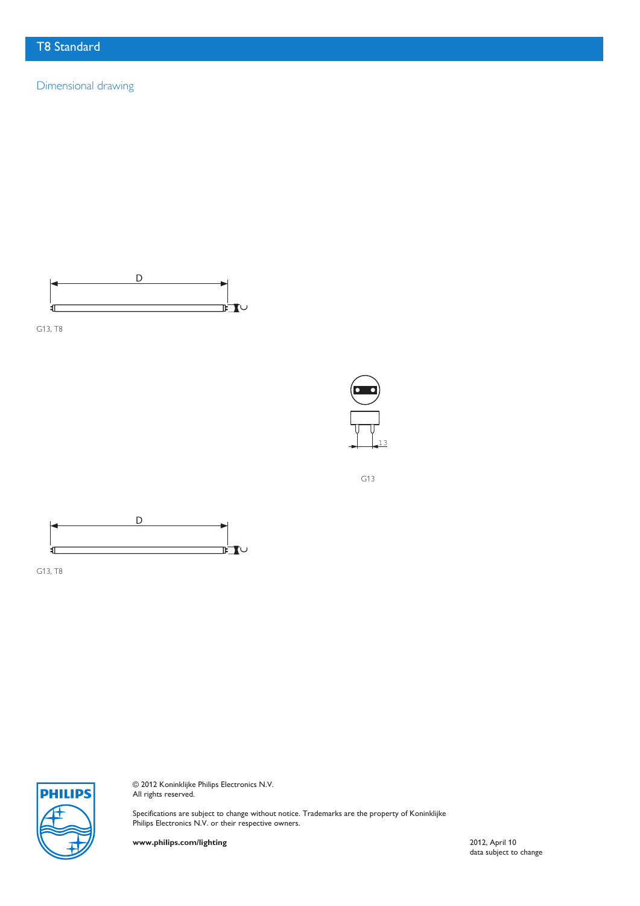## Dimensional drawing

D

G13, T8

13

G13

D

G13, T8

© 2012 Koninklijke Philips Electronics N.V.
All rights reserved.

Specifications are subject to change without notice. Trademarks are the property of Koninklijke Philips Electronics N.V. or their respective owners.

**www.philips.com/lighting**

2012, April 10
data subject to change